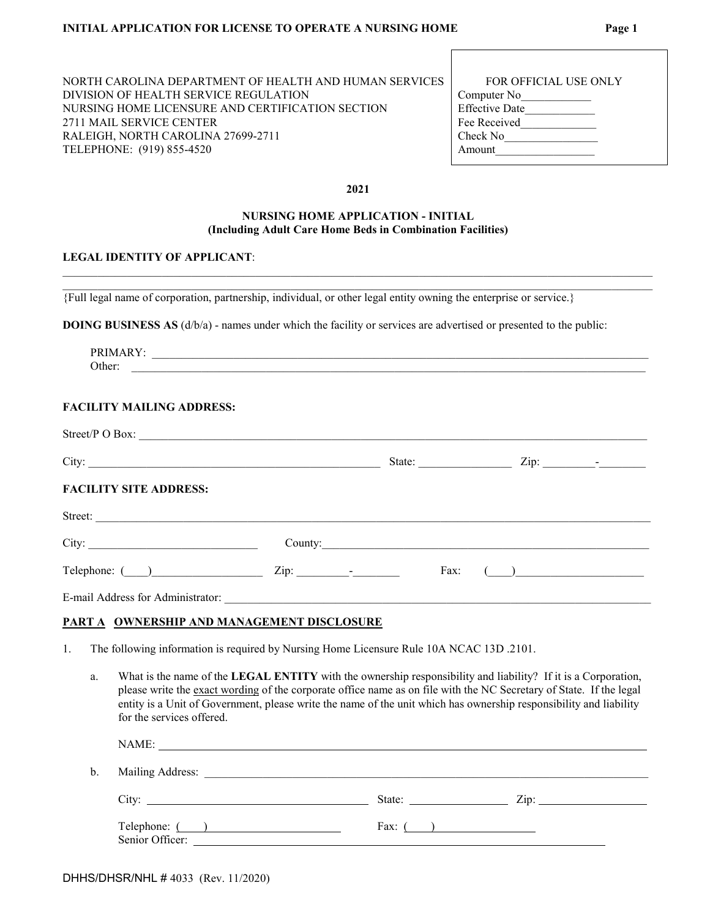NORTH CAROLINA DEPARTMENT OF HEALTH AND HUMAN SERVICES
DIVISION OF HEALTH SERVICE REGULATION
NURSING HOME LICENSURE AND CERTIFICATION SECTION
2711 MAIL SERVICE CENTER
RALEIGH, NORTH CAROLINA 27699-2711
TELEPHONE: (919) 855-4520

| FOR OFFICIAL USE ONLY |
|---|
| Computer No____________ |
| Effective Date____________ |
| Fee Received____________ |
| Check No________________ |
| Amount_________________ |

**2021**

**NURSING HOME APPLICATION - INITIAL**
**(Including Adult Care Home Beds in Combination Facilities)**

**LEGAL IDENTITY OF APPLICANT**:

______________________________________________________________________________

______________________________________________________________________________

{Full legal name of corporation, partnership, individual, or other legal entity owning the enterprise or service.}

**DOING BUSINESS AS** (d/b/a) - names under which the facility or services are advertised or presented to the public:

PRIMARY: ______________________________________________________________________

Other: ________________________________________________________________________

**FACILITY MAILING ADDRESS:**

Street/P O Box: _________________________________________________________________

City: _____________________________________ State: ______________ Zip: ________-_______

**FACILITY SITE ADDRESS:**

Street: ________________________________________________________________________

City: ___________________________ County:_____________________________________________

Telephone: (____)__________________ Zip: ________-_______ Fax: (____)_____________________

E-mail Address for Administrator: ________________________________________________________

**PART A OWNERSHIP AND MANAGEMENT DISCLOSURE**

1. The following information is required by Nursing Home Licensure Rule 10A NCAC 13D .2101.

   a. What is the name of the **LEGAL ENTITY** with the ownership responsibility and liability? If it is a Corporation, please write the exact wording of the corporate office name as on file with the NC Secretary of State. If the legal entity is a Unit of Government, please write the name of the unit which has ownership responsibility and liability for the services offered.

      NAME: ____________________________________________________________________

   b. Mailing Address: ______________________________________________________________

      City: ______________________________ State: ______________ Zip: ________________

      Telephone: (____)______________________ Fax: (____)__________________

      Senior Officer: __________________________________________________________

DHHS/DHSR/NHL # 4033 (Rev. 11/2020)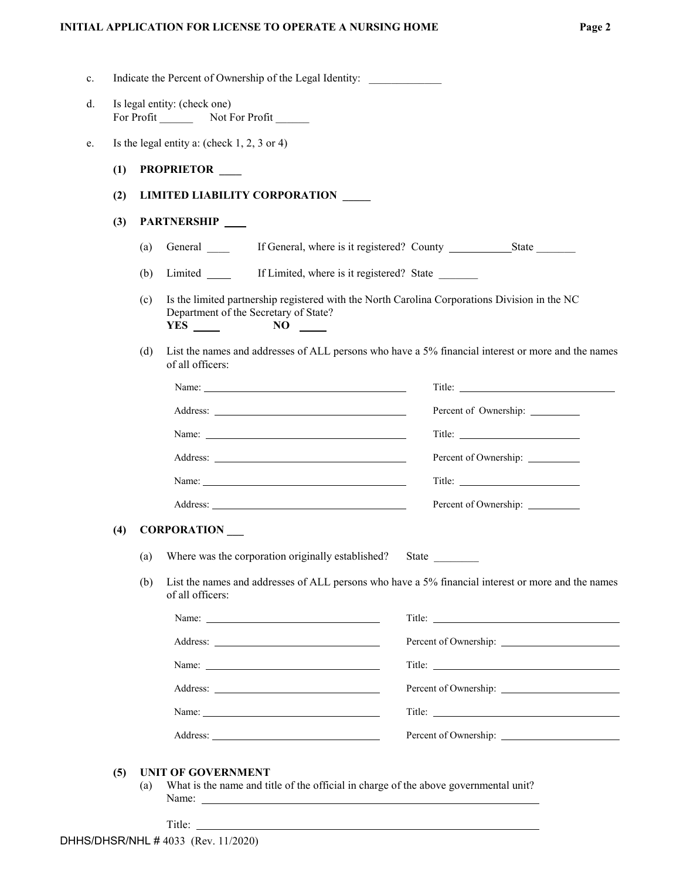c. Indicate the Percent of Ownership of the Legal Identity: _____________

d. Is legal entity: (check one)
For Profit ______ Not For Profit ______

e. Is the legal entity a: (check 1, 2, 3 or 4)

**(1) PROPRIETOR ____**

**(2) LIMITED LIABILITY CORPORATION _____**

**(3) PARTNERSHIP ____**

(a) General ____ If General, where is it registered? County ___________ State _______

(b) Limited ____ If Limited, where is it registered? State _______

(c) Is the limited partnership registered with the North Carolina Corporations Division in the NC Department of the Secretary of State?
**YES _____ NO _____**

(d) List the names and addresses of ALL persons who have a 5% financial interest or more and the names of all officers:

Name: ________________________________ Title: ________________________

Address: ______________________________ Percent of Ownership: _________

Name: ________________________________ Title: ________________________

Address: ______________________________ Percent of Ownership: _________

Name: ________________________________ Title: ________________________

Address: ______________________________ Percent of Ownership: _________

**(4) CORPORATION ___**

(a) Where was the corporation originally established? State ________

(b) List the names and addresses of ALL persons who have a 5% financial interest or more and the names of all officers:

Name: ________________________________ Title: ________________________

Address: ______________________________ Percent of Ownership: _________

Name: ________________________________ Title: ________________________

Address: ______________________________ Percent of Ownership: _________

Name: ________________________________ Title: ________________________

Address: ______________________________ Percent of Ownership: _________

**(5) UNIT OF GOVERNMENT**

(a) What is the name and title of the official in charge of the above governmental unit?
Name: ________________________________________________

Title: ________________________________________________

DHHS/DHSR/NHL # 4033 (Rev. 11/2020)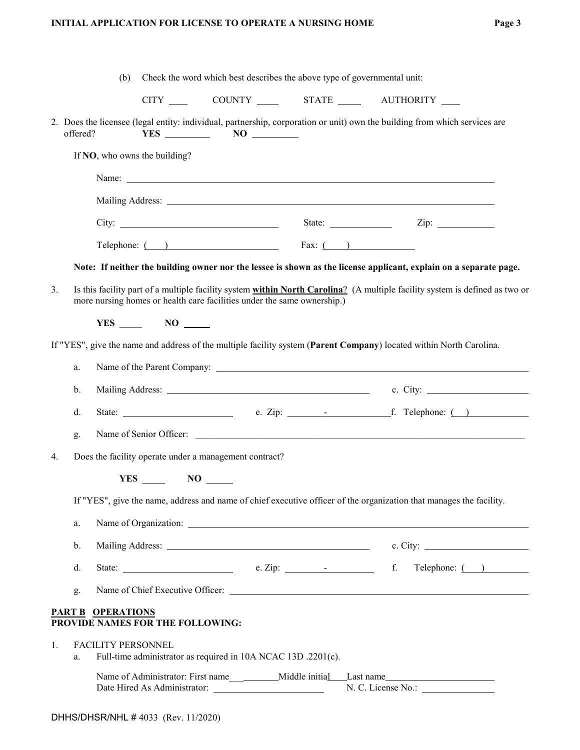(b) Check the word which best describes the above type of governmental unit:

CITY ____ COUNTY ____ STATE ____ AUTHORITY ____

2. Does the licensee (legal entity: individual, partnership, corporation or unit) own the building from which services are offered? **YES** ________ **NO** ________

   If **NO**, who owns the building?

   Name: ____________________

   Mailing Address: ____________________

   City: ____________________ State: ____________ Zip: ____________

   Telephone: ( ) ____________________ Fax: ( ) ____________

   **Note: If neither the building owner nor the lessee is shown as the license applicant, explain on a separate page.**

3. Is this facility part of a multiple facility system **within North Carolina**? (A multiple facility system is defined as two or more nursing homes or health care facilities under the same ownership.)

   **YES** ____ **NO** ____

If "YES", give the name and address of the multiple facility system (**Parent Company**) located within North Carolina.

a. Name of the Parent Company: ____________________

b. Mailing Address: ____________________ c. City: ____________________

d. State: ____________________ e. Zip: ________-________ f. Telephone: ( ) ____________

g. Name of Senior Officer: ____________________

4. Does the facility operate under a management contract?

   **YES** ____ **NO** ____

   If "YES", give the name, address and name of chief executive officer of the organization that manages the facility.

   a. Name of Organization: ____________________

   b. Mailing Address: ____________________ c. City: ____________________

   d. State: ____________________ e. Zip: ________-________ f. Telephone: ( ) ____________

   g. Name of Chief Executive Officer: ____________________

**PART B OPERATIONS**
**PROVIDE NAMES FOR THE FOLLOWING:**

1. FACILITY PERSONNEL
   a. Full-time administrator as required in 10A NCAC 13D .2201(c).

   Name of Administrator: First name__________Middle initial____Last name____________________
   Date Hired As Administrator: ____________________ N. C. License No.: ____________

DHHS/DHSR/NHL # 4033 (Rev. 11/2020)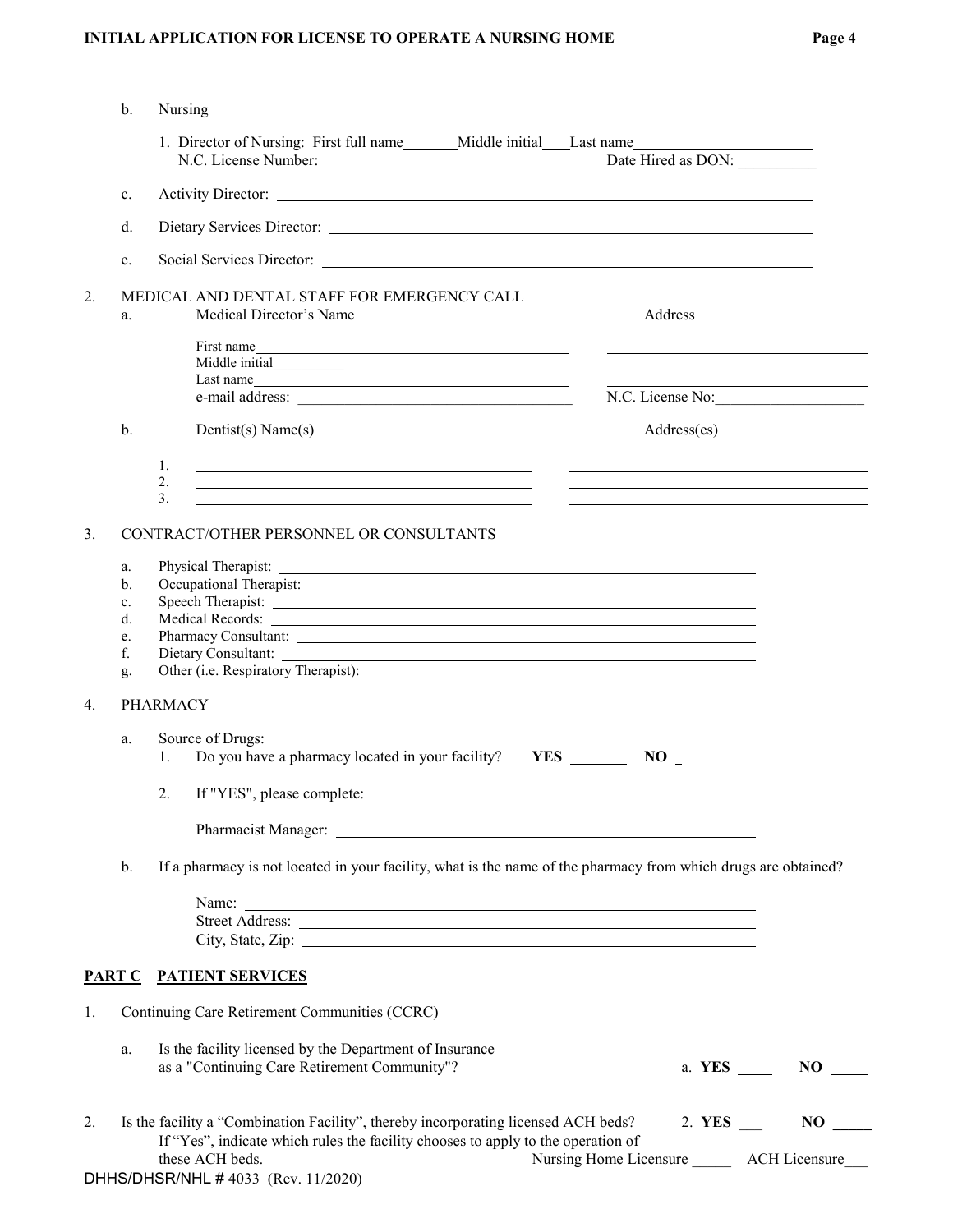b. Nursing

1. Director of Nursing: First full name_______Middle initial___Last name______________________
   N.C. License Number: ______________________________ Date Hired as DON: __________

c. Activity Director: ______________________________________________________________

d. Dietary Services Director: _______________________________________________________

e. Social Services Director: ________________________________________________________

2. MEDICAL AND DENTAL STAFF FOR EMERGENCY CALL

a. Medical Director's Name | Address

First name________________________________________ ____________________________________
Middle initial______________________________________ ____________________________________
Last name_________________________________________ ____________________________________
e-mail address: ___________________________________ N.C. License No:___________________

b. Dentist(s) Name(s) | Address(es)

1. ________________________________________ ____________________________________
2. ________________________________________ ____________________________________
3. ________________________________________ ____________________________________

3. CONTRACT/OTHER PERSONNEL OR CONSULTANTS

a. Physical Therapist: ________________________________________________________
b. Occupational Therapist: ____________________________________________________
c. Speech Therapist: _________________________________________________________
d. Medical Records: _________________________________________________________
e. Pharmacy Consultant: _____________________________________________________
f. Dietary Consultant: _______________________________________________________
g. Other (i.e. Respiratory Therapist): ___________________________________________

4. PHARMACY

a. Source of Drugs:
   1. Do you have a pharmacy located in your facility? **YES** _______ **NO** _
   2. If "YES", please complete:

   Pharmacist Manager: _____________________________________________________

b. If a pharmacy is not located in your facility, what is the name of the pharmacy from which drugs are obtained?

   Name: _______________________________________________________________
   Street Address: ________________________________________________________
   City, State, Zip: ________________________________________________________

## <u>PART C</u> <u>PATIENT SERVICES</u>

1. Continuing Care Retirement Communities (CCRC)

a. Is the facility licensed by the Department of Insurance as a "Continuing Care Retirement Community"? a. **YES** ____ **NO** ____

2. Is the facility a "Combination Facility", thereby incorporating licensed ACH beds? 2. **YES** ___ **NO** _____
   If "Yes", indicate which rules the facility chooses to apply to the operation of these ACH beds. Nursing Home Licensure _____ ACH Licensure___

DHHS/DHSR/NHL # 4033 (Rev. 11/2020)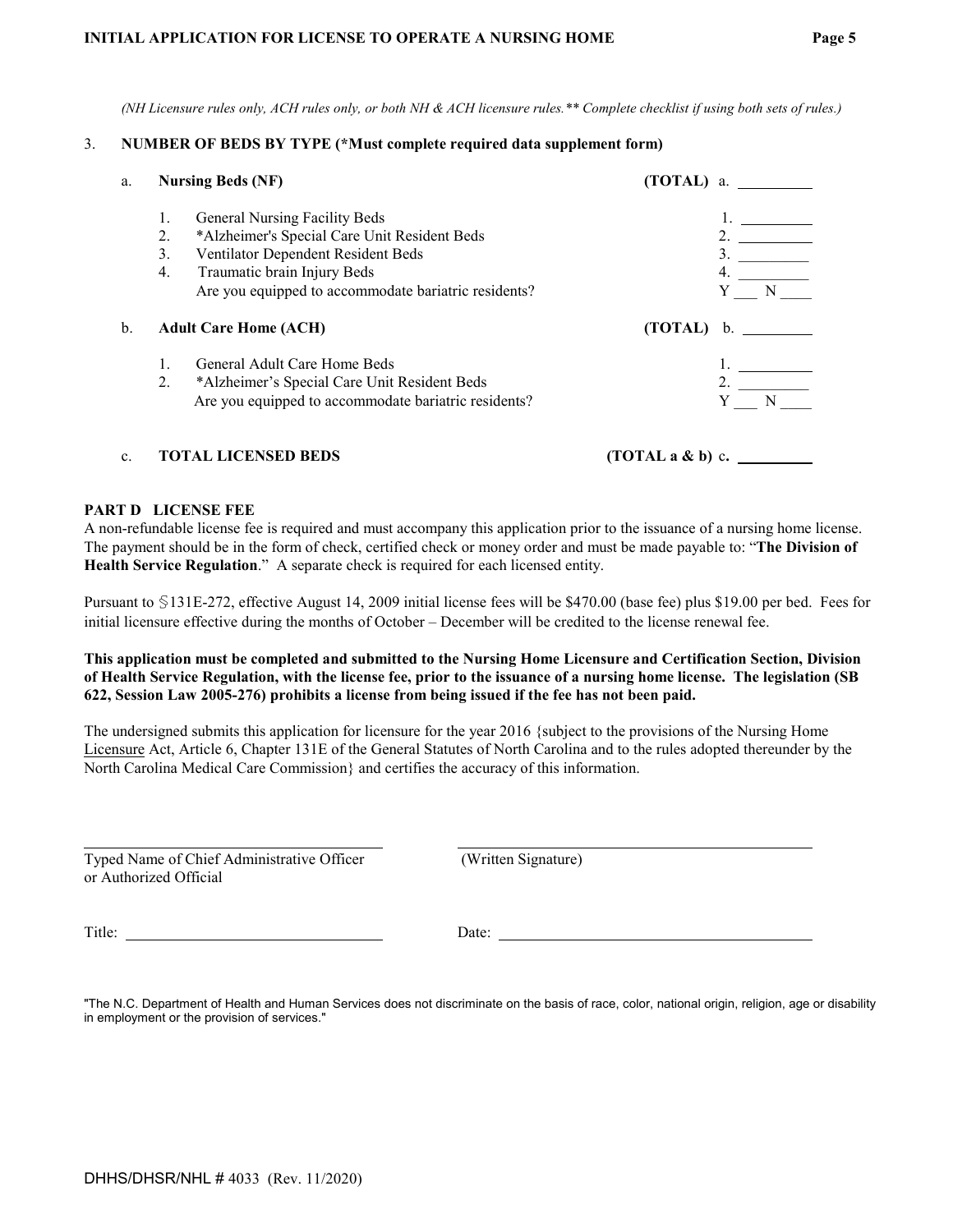*(NH Licensure rules only, ACH rules only, or both NH & ACH licensure rules.\*\* Complete checklist if using both sets of rules.)*

3. **NUMBER OF BEDS BY TYPE (\*Must complete required data supplement form)**

   a. **Nursing Beds (NF)** **(TOTAL)** a. _________

      1. General Nursing Facility Beds 1. _________
      2. \*Alzheimer's Special Care Unit Resident Beds 2. _________
      3. Ventilator Dependent Resident Beds 3. _________
      4. Traumatic brain Injury Beds 4. _________

      Are you equipped to accommodate bariatric residents? Y ___ N ____

   b. **Adult Care Home (ACH)** **(TOTAL)** b. _________

      1. General Adult Care Home Beds 1. _________
      2. \*Alzheimer's Special Care Unit Resident Beds 2. _________

      Are you equipped to accommodate bariatric residents? Y ___ N ____

   c. **TOTAL LICENSED BEDS** **(TOTAL a & b)** c. _________

**PART D LICENSE FEE**

A non-refundable license fee is required and must accompany this application prior to the issuance of a nursing home license. The payment should be in the form of check, certified check or money order and must be made payable to: "**The Division of Health Service Regulation**." A separate check is required for each licensed entity.

Pursuant to §131E-272, effective August 14, 2009 initial license fees will be $470.00 (base fee) plus $19.00 per bed. Fees for initial licensure effective during the months of October – December will be credited to the license renewal fee.

**This application must be completed and submitted to the Nursing Home Licensure and Certification Section, Division of Health Service Regulation, with the license fee, prior to the issuance of a nursing home license. The legislation (SB 622, Session Law 2005-276) prohibits a license from being issued if the fee has not been paid.**

The undersigned submits this application for licensure for the year 2016 {subject to the provisions of the Nursing Home Licensure Act, Article 6, Chapter 131E of the General Statutes of North Carolina and to the rules adopted thereunder by the North Carolina Medical Care Commission} and certifies the accuracy of this information.

_________________________________ _________________________________

Typed Name of Chief Administrative Officer or Authorized Official (Written Signature)

Title: _________________________ Date: _________________________

"The N.C. Department of Health and Human Services does not discriminate on the basis of race, color, national origin, religion, age or disability in employment or the provision of services."

DHHS/DHSR/NHL # 4033 (Rev. 11/2020)